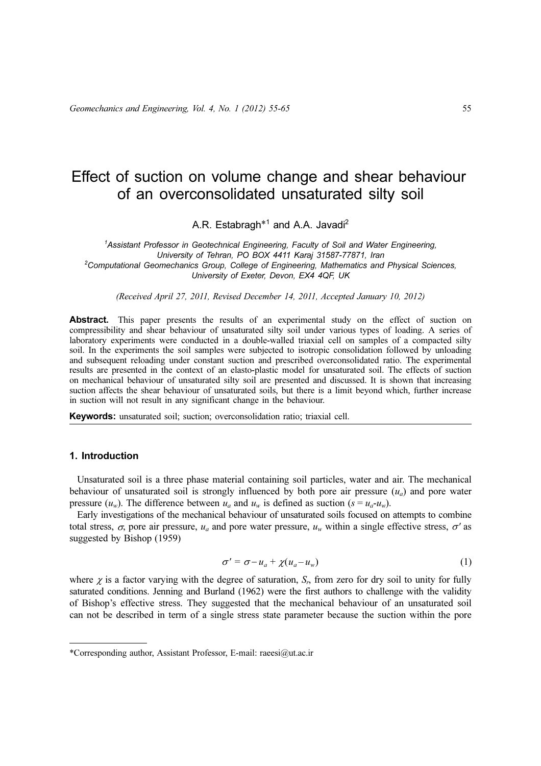# Effect of suction on volume change and shear behaviour of an overconsolidated unsaturated silty soil

A.R. Estabragh*[1] and A.A. Javadi[2]

[1]Assistant Professor in Geotechnical Engineering, Faculty of Soil and Water Engineering, University of Tehran, PO BOX 4411 Karaj 31587-77871, Iran
[2]Computational Geomechanics Group, College of Engineering, Mathematics and Physical Sciences, University of Exeter, Devon, EX4 4QF, UK

*(Received April 27, 2011, Revised December 14, 2011, Accepted January 10, 2012)*

**Abstract.** This paper presents the results of an experimental study on the effect of suction on compressibility and shear behaviour of unsaturated silty soil under various types of loading. A series of laboratory experiments were conducted in a double-walled triaxial cell on samples of a compacted silty soil. In the experiments the soil samples were subjected to isotropic consolidation followed by unloading and subsequent reloading under constant suction and prescribed overconsolidated ratio. The experimental results are presented in the context of an elasto-plastic model for unsaturated soil. The effects of suction on mechanical behaviour of unsaturated silty soil are presented and discussed. It is shown that increasing suction affects the shear behaviour of unsaturated soils, but there is a limit beyond which, further increase in suction will not result in any significant change in the behaviour.

**Keywords:** unsaturated soil; suction; overconsolidation ratio; triaxial cell.

## 1. Introduction

Unsaturated soil is a three phase material containing soil particles, water and air. The mechanical behaviour of unsaturated soil is strongly influenced by both pore air pressure ($u_a$) and pore water pressure ($u_w$). The difference between $u_a$ and $u_w$ is defined as suction ($s = u_a - u_w$).

Early investigations of the mechanical behaviour of unsaturated soils focused on attempts to combine total stress, $\sigma$, pore air pressure, $u_a$ and pore water pressure, $u_w$ within a single effective stress, $\sigma'$ as suggested by Bishop (1959)

$$\sigma' = \sigma - u_a + \chi(u_a - u_w) \tag{1}$$

where $\chi$ is a factor varying with the degree of saturation, $S_r$, from zero for dry soil to unity for fully saturated conditions. Jenning and Burland (1962) were the first authors to challenge with the validity of Bishop's effective stress. They suggested that the mechanical behaviour of an unsaturated soil can not be described in term of a single stress state parameter because the suction within the pore

*Corresponding author, Assistant Professor, E-mail: raeesi@ut.ac.ir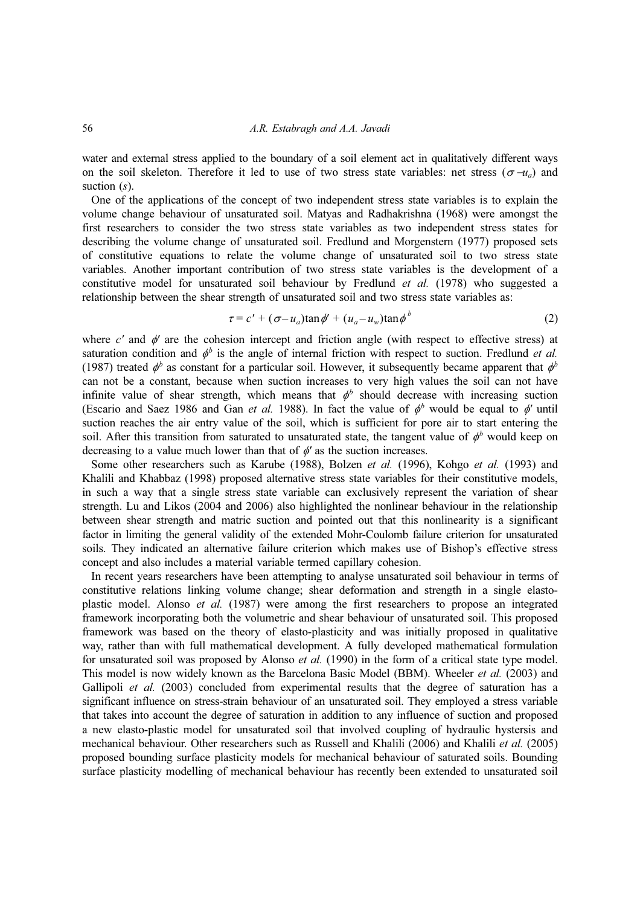water and external stress applied to the boundary of a soil element act in qualitatively different ways on the soil skeleton. Therefore it led to use of two stress state variables: net stress ($\sigma - u_a$) and suction ($s$).

One of the applications of the concept of two independent stress state variables is to explain the volume change behaviour of unsaturated soil. Matyas and Radhakrishna (1968) were amongst the first researchers to consider the two stress state variables as two independent stress states for describing the volume change of unsaturated soil. Fredlund and Morgenstern (1977) proposed sets of constitutive equations to relate the volume change of unsaturated soil to two stress state variables. Another important contribution of two stress state variables is the development of a constitutive model for unsaturated soil behaviour by Fredlund *et al.* (1978) who suggested a relationship between the shear strength of unsaturated soil and two stress state variables as:

$$\tau = c' + (\sigma - u_a)\tan\phi' + (u_a - u_w)\tan\phi^b \tag{2}$$

where $c'$ and $\phi'$ are the cohesion intercept and friction angle (with respect to effective stress) at saturation condition and $\phi^b$ is the angle of internal friction with respect to suction. Fredlund *et al.* (1987) treated $\phi^b$ as constant for a particular soil. However, it subsequently became apparent that $\phi^b$ can not be a constant, because when suction increases to very high values the soil can not have infinite value of shear strength, which means that $\phi^b$ should decrease with increasing suction (Escario and Saez 1986 and Gan *et al.* 1988). In fact the value of $\phi^b$ would be equal to $\phi'$ until suction reaches the air entry value of the soil, which is sufficient for pore air to start entering the soil. After this transition from saturated to unsaturated state, the tangent value of $\phi^b$ would keep on decreasing to a value much lower than that of $\phi'$ as the suction increases.

Some other researchers such as Karube (1988), Bolzen *et al.* (1996), Kohgo *et al.* (1993) and Khalili and Khabbaz (1998) proposed alternative stress state variables for their constitutive models, in such a way that a single stress state variable can exclusively represent the variation of shear strength. Lu and Likos (2004 and 2006) also highlighted the nonlinear behaviour in the relationship between shear strength and matric suction and pointed out that this nonlinearity is a significant factor in limiting the general validity of the extended Mohr-Coulomb failure criterion for unsaturated soils. They indicated an alternative failure criterion which makes use of Bishop's effective stress concept and also includes a material variable termed capillary cohesion.

In recent years researchers have been attempting to analyse unsaturated soil behaviour in terms of constitutive relations linking volume change; shear deformation and strength in a single elasto-plastic model. Alonso *et al.* (1987) were among the first researchers to propose an integrated framework incorporating both the volumetric and shear behaviour of unsaturated soil. This proposed framework was based on the theory of elasto-plasticity and was initially proposed in qualitative way, rather than with full mathematical development. A fully developed mathematical formulation for unsaturated soil was proposed by Alonso *et al.* (1990) in the form of a critical state type model. This model is now widely known as the Barcelona Basic Model (BBM). Wheeler *et al.* (2003) and Gallipoli *et al.* (2003) concluded from experimental results that the degree of saturation has a significant influence on stress-strain behaviour of an unsaturated soil. They employed a stress variable that takes into account the degree of saturation in addition to any influence of suction and proposed a new elasto-plastic model for unsaturated soil that involved coupling of hydraulic hystersis and mechanical behaviour. Other researchers such as Russell and Khalili (2006) and Khalili *et al.* (2005) proposed bounding surface plasticity models for mechanical behaviour of saturated soils. Bounding surface plasticity modelling of mechanical behaviour has recently been extended to unsaturated soil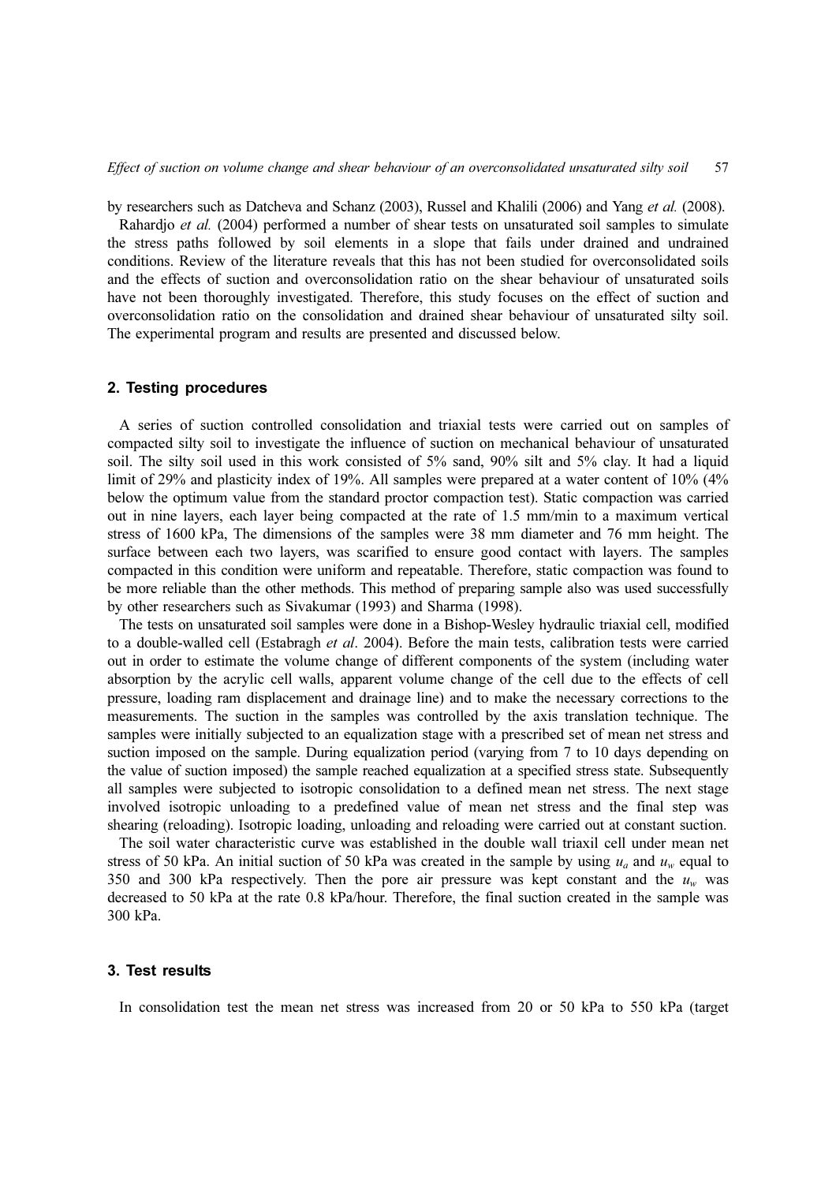by researchers such as Datcheva and Schanz (2003), Russel and Khalili (2006) and Yang *et al.* (2008).

Rahardjo *et al.* (2004) performed a number of shear tests on unsaturated soil samples to simulate the stress paths followed by soil elements in a slope that fails under drained and undrained conditions. Review of the literature reveals that this has not been studied for overconsolidated soils and the effects of suction and overconsolidation ratio on the shear behaviour of unsaturated soils have not been thoroughly investigated. Therefore, this study focuses on the effect of suction and overconsolidation ratio on the consolidation and drained shear behaviour of unsaturated silty soil. The experimental program and results are presented and discussed below.

## 2. Testing procedures

A series of suction controlled consolidation and triaxial tests were carried out on samples of compacted silty soil to investigate the influence of suction on mechanical behaviour of unsaturated soil. The silty soil used in this work consisted of 5% sand, 90% silt and 5% clay. It had a liquid limit of 29% and plasticity index of 19%. All samples were prepared at a water content of 10% (4% below the optimum value from the standard proctor compaction test). Static compaction was carried out in nine layers, each layer being compacted at the rate of 1.5 mm/min to a maximum vertical stress of 1600 kPa, The dimensions of the samples were 38 mm diameter and 76 mm height. The surface between each two layers, was scarified to ensure good contact with layers. The samples compacted in this condition were uniform and repeatable. Therefore, static compaction was found to be more reliable than the other methods. This method of preparing sample also was used successfully by other researchers such as Sivakumar (1993) and Sharma (1998).

The tests on unsaturated soil samples were done in a Bishop-Wesley hydraulic triaxial cell, modified to a double-walled cell (Estabragh *et al*. 2004). Before the main tests, calibration tests were carried out in order to estimate the volume change of different components of the system (including water absorption by the acrylic cell walls, apparent volume change of the cell due to the effects of cell pressure, loading ram displacement and drainage line) and to make the necessary corrections to the measurements. The suction in the samples was controlled by the axis translation technique. The samples were initially subjected to an equalization stage with a prescribed set of mean net stress and suction imposed on the sample. During equalization period (varying from 7 to 10 days depending on the value of suction imposed) the sample reached equalization at a specified stress state. Subsequently all samples were subjected to isotropic consolidation to a defined mean net stress. The next stage involved isotropic unloading to a predefined value of mean net stress and the final step was shearing (reloading). Isotropic loading, unloading and reloading were carried out at constant suction.

The soil water characteristic curve was established in the double wall triaxil cell under mean net stress of 50 kPa. An initial suction of 50 kPa was created in the sample by using $u_a$ and $u_w$ equal to 350 and 300 kPa respectively. Then the pore air pressure was kept constant and the $u_w$ was decreased to 50 kPa at the rate 0.8 kPa/hour. Therefore, the final suction created in the sample was 300 kPa.

## 3. Test results

In consolidation test the mean net stress was increased from 20 or 50 kPa to 550 kPa (target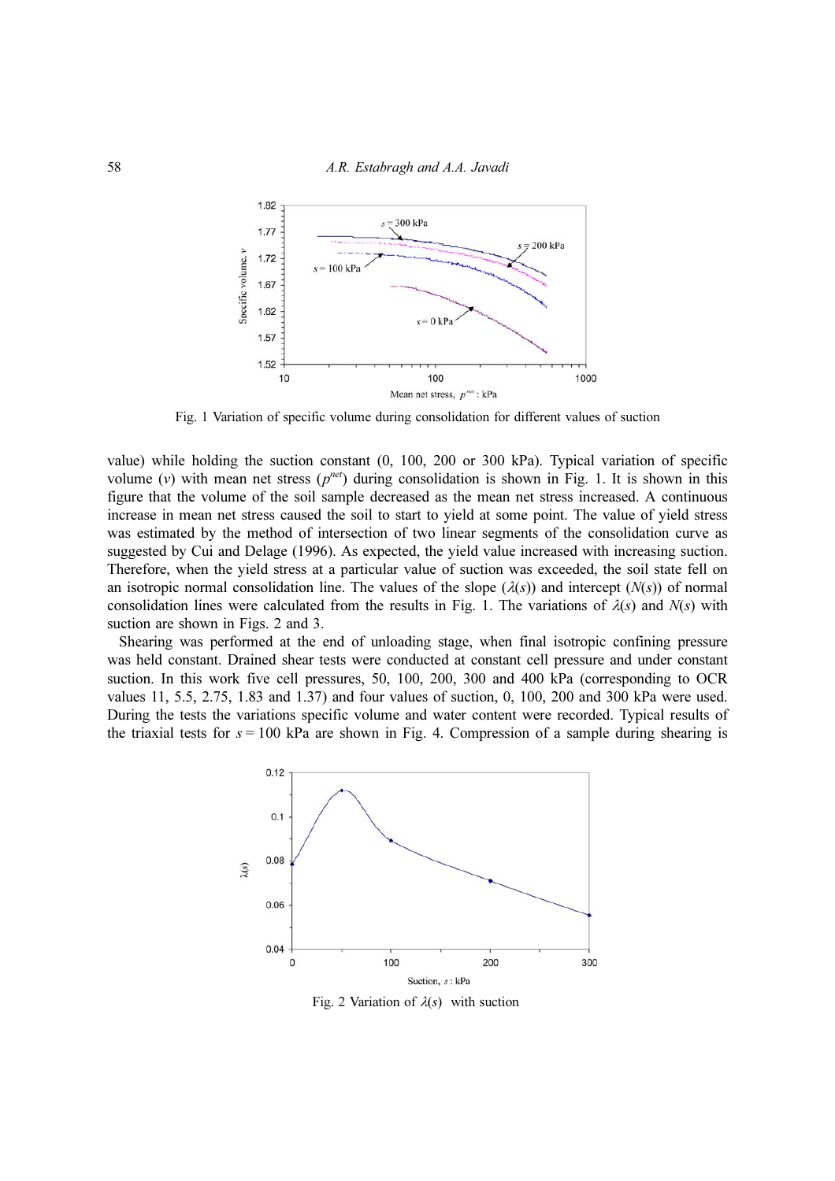Fig. 1 Variation of specific volume during consolidation for different values of suction

value) while holding the suction constant (0, 100, 200 or 300 kPa). Typical variation of specific volume ($v$) with mean net stress ($p^{net}$) during consolidation is shown in Fig. 1. It is shown in this figure that the volume of the soil sample decreased as the mean net stress increased. A continuous increase in mean net stress caused the soil to start to yield at some point. The value of yield stress was estimated by the method of intersection of two linear segments of the consolidation curve as suggested by Cui and Delage (1996). As expected, the yield value increased with increasing suction. Therefore, when the yield stress at a particular value of suction was exceeded, the soil state fell on an isotropic normal consolidation line. The values of the slope ($\lambda(s)$) and intercept ($N(s)$) of normal consolidation lines were calculated from the results in Fig. 1. The variations of $\lambda(s)$ and $N(s)$ with suction are shown in Figs. 2 and 3.

Shearing was performed at the end of unloading stage, when final isotropic confining pressure was held constant. Drained shear tests were conducted at constant cell pressure and under constant suction. In this work five cell pressures, 50, 100, 200, 300 and 400 kPa (corresponding to OCR values 11, 5.5, 2.75, 1.83 and 1.37) and four values of suction, 0, 100, 200 and 300 kPa were used. During the tests the variations specific volume and water content were recorded. Typical results of the triaxial tests for $s = 100$ kPa are shown in Fig. 4. Compression of a sample during shearing is

Fig. 2 Variation of $\lambda(s)$ with suction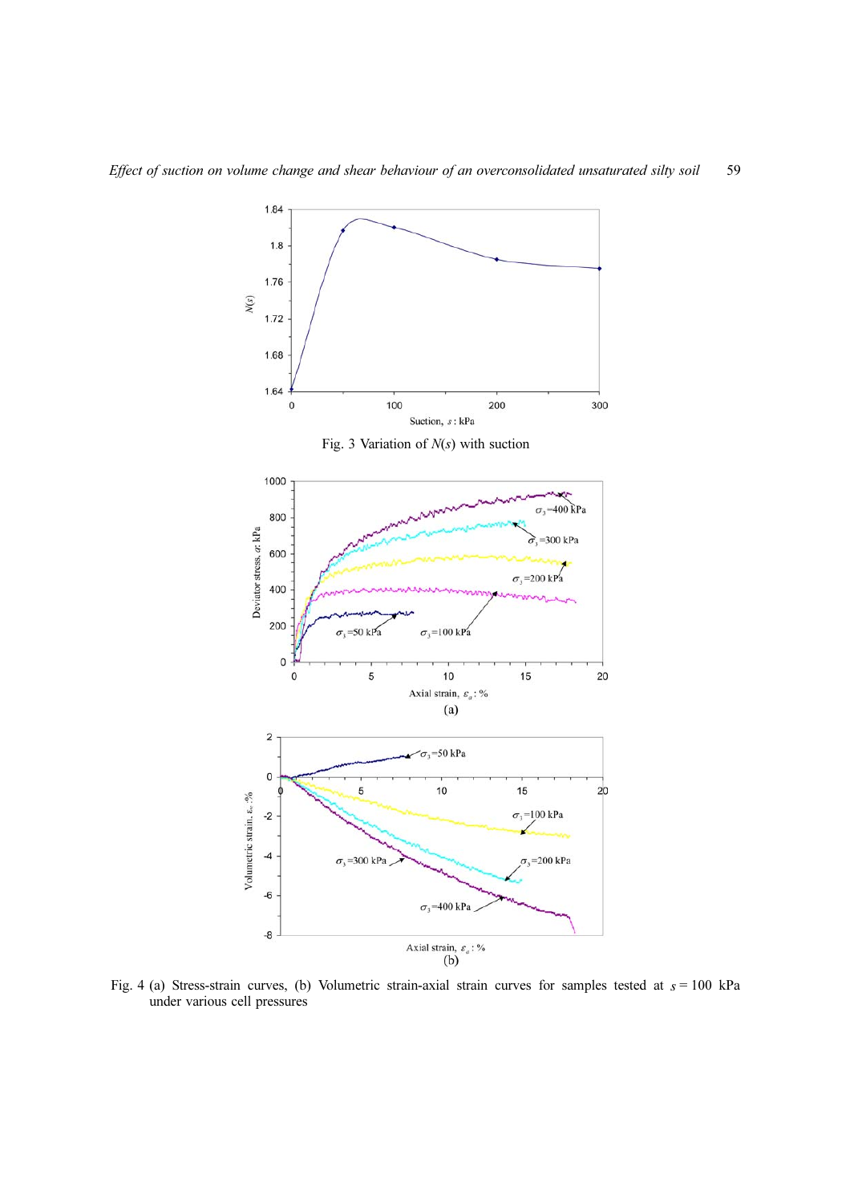Fig. 3 Variation of $N(s)$ with suction

Fig. 4 (a) Stress-strain curves, (b) Volumetric strain-axial strain curves for samples tested at $s = 100$ kPa under various cell pressures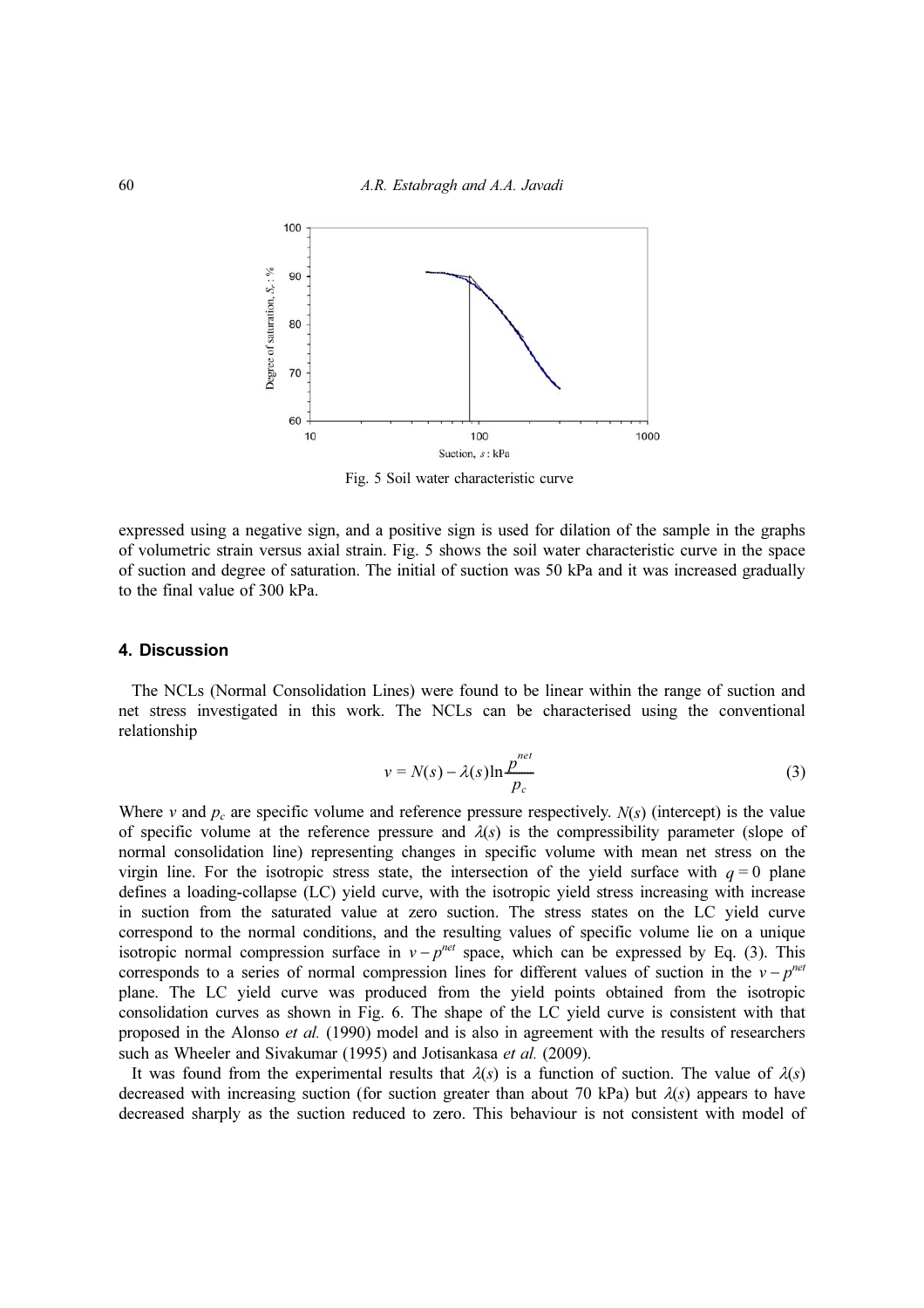Fig. 5 Soil water characteristic curve

expressed using a negative sign, and a positive sign is used for dilation of the sample in the graphs of volumetric strain versus axial strain. Fig. 5 shows the soil water characteristic curve in the space of suction and degree of saturation. The initial of suction was 50 kPa and it was increased gradually to the final value of 300 kPa.

## 4. Discussion

The NCLs (Normal Consolidation Lines) were found to be linear within the range of suction and net stress investigated in this work. The NCLs can be characterised using the conventional relationship

$$v = N(s) - \lambda(s)\ln\frac{p^{net}}{p_c} \tag{3}$$

Where $v$ and $p_c$ are specific volume and reference pressure respectively. $N(s)$ (intercept) is the value of specific volume at the reference pressure and $\lambda(s)$ is the compressibility parameter (slope of normal consolidation line) representing changes in specific volume with mean net stress on the virgin line. For the isotropic stress state, the intersection of the yield surface with $q = 0$ plane defines a loading-collapse (LC) yield curve, with the isotropic yield stress increasing with increase in suction from the saturated value at zero suction. The stress states on the LC yield curve correspond to the normal conditions, and the resulting values of specific volume lie on a unique isotropic normal compression surface in $v - p^{net}$ space, which can be expressed by Eq. (3). This corresponds to a series of normal compression lines for different values of suction in the $v - p^{net}$ plane. The LC yield curve was produced from the yield points obtained from the isotropic consolidation curves as shown in Fig. 6. The shape of the LC yield curve is consistent with that proposed in the Alonso *et al.* (1990) model and is also in agreement with the results of researchers such as Wheeler and Sivakumar (1995) and Jotisankasa *et al.* (2009).

It was found from the experimental results that $\lambda(s)$ is a function of suction. The value of $\lambda(s)$ decreased with increasing suction (for suction greater than about 70 kPa) but $\lambda(s)$ appears to have decreased sharply as the suction reduced to zero. This behaviour is not consistent with model of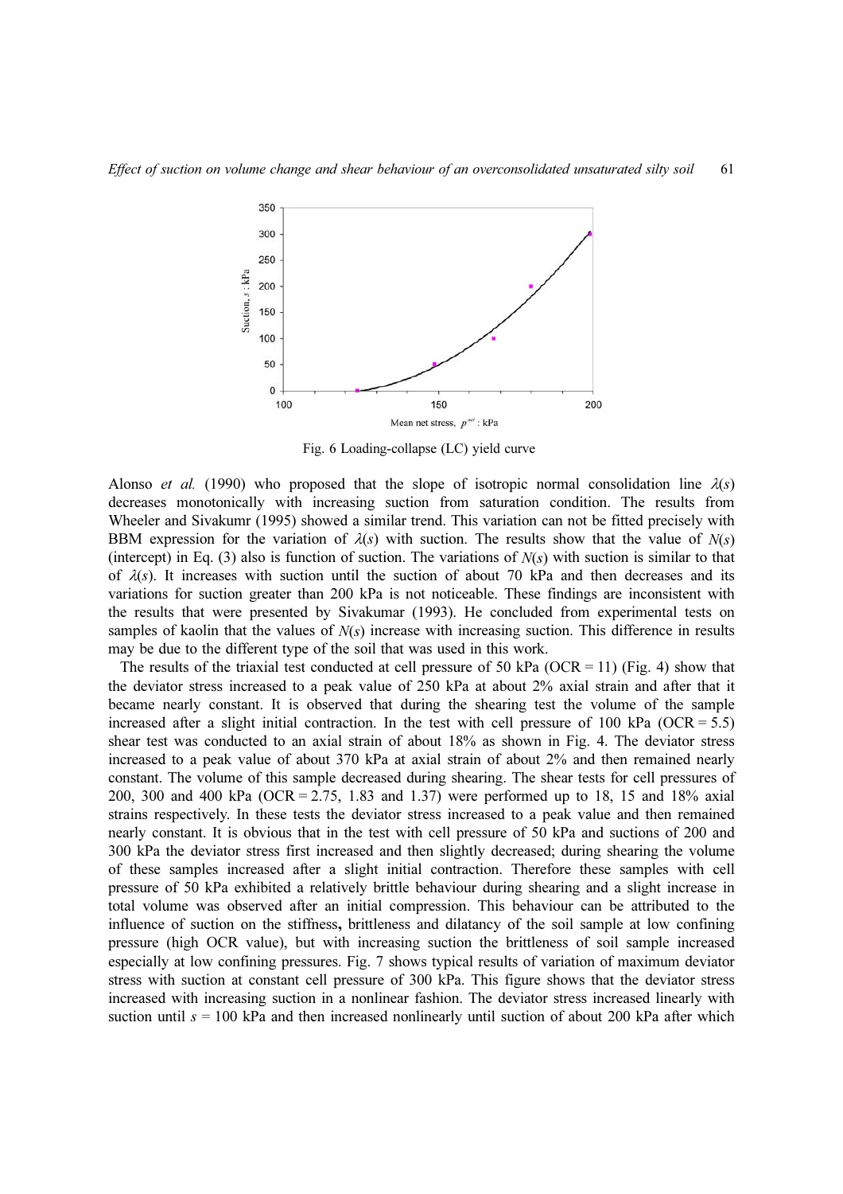Fig. 6 Loading-collapse (LC) yield curve

Alonso *et al.* (1990) who proposed that the slope of isotropic normal consolidation line $\lambda(s)$ decreases monotonically with increasing suction from saturation condition. The results from Wheeler and Sivakumr (1995) showed a similar trend. This variation can not be fitted precisely with BBM expression for the variation of $\lambda(s)$ with suction. The results show that the value of $N(s)$ (intercept) in Eq. (3) also is function of suction. The variations of $N(s)$ with suction is similar to that of $\lambda(s)$. It increases with suction until the suction of about 70 kPa and then decreases and its variations for suction greater than 200 kPa is not noticeable. These findings are inconsistent with the results that were presented by Sivakumar (1993). He concluded from experimental tests on samples of kaolin that the values of $N(s)$ increase with increasing suction. This difference in results may be due to the different type of the soil that was used in this work.

The results of the triaxial test conducted at cell pressure of 50 kPa (OCR = 11) (Fig. 4) show that the deviator stress increased to a peak value of 250 kPa at about 2% axial strain and after that it became nearly constant. It is observed that during the shearing test the volume of the sample increased after a slight initial contraction. In the test with cell pressure of 100 kPa (OCR = 5.5) shear test was conducted to an axial strain of about 18% as shown in Fig. 4. The deviator stress increased to a peak value of about 370 kPa at axial strain of about 2% and then remained nearly constant. The volume of this sample decreased during shearing. The shear tests for cell pressures of 200, 300 and 400 kPa (OCR = 2.75, 1.83 and 1.37) were performed up to 18, 15 and 18% axial strains respectively. In these tests the deviator stress increased to a peak value and then remained nearly constant. It is obvious that in the test with cell pressure of 50 kPa and suctions of 200 and 300 kPa the deviator stress first increased and then slightly decreased; during shearing the volume of these samples increased after a slight initial contraction. Therefore these samples with cell pressure of 50 kPa exhibited a relatively brittle behaviour during shearing and a slight increase in total volume was observed after an initial compression. This behaviour can be attributed to the influence of suction on the stiffness**,** brittleness and dilatancy of the soil sample at low confining pressure (high OCR value), but with increasing suction the brittleness of soil sample increased especially at low confining pressures. Fig. 7 shows typical results of variation of maximum deviator stress with suction at constant cell pressure of 300 kPa. This figure shows that the deviator stress increased with increasing suction in a nonlinear fashion. The deviator stress increased linearly with suction until $s$ = 100 kPa and then increased nonlinearly until suction of about 200 kPa after which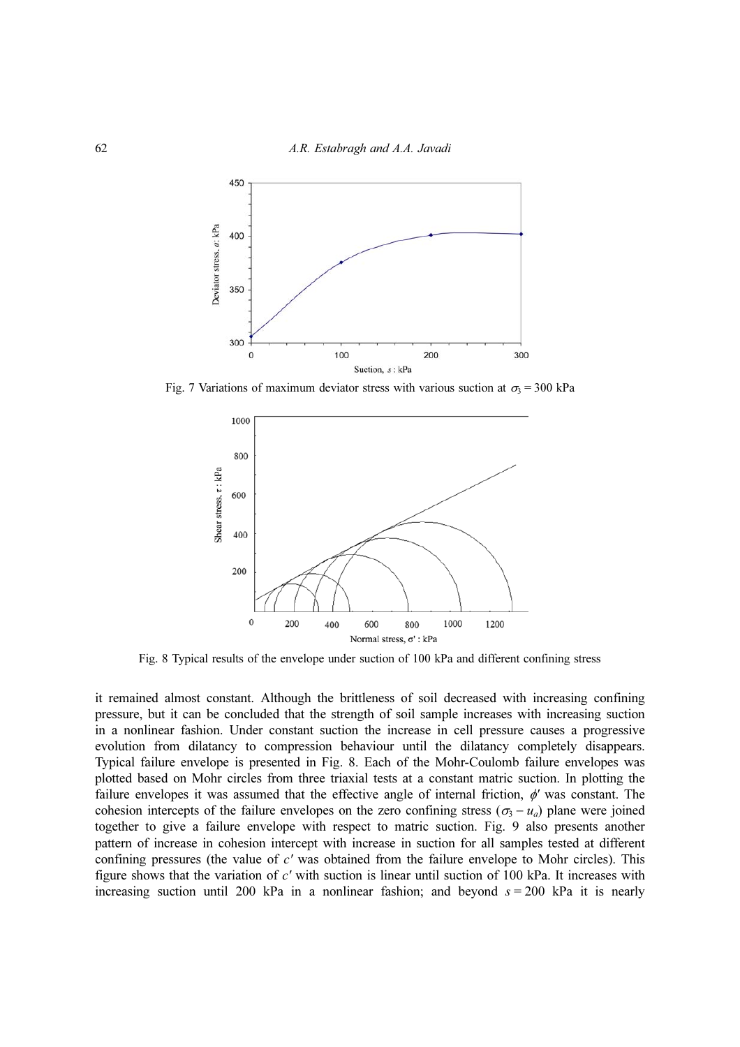Fig. 7 Variations of maximum deviator stress with various suction at $\sigma_3 = 300$ kPa

Fig. 8 Typical results of the envelope under suction of 100 kPa and different confining stress

it remained almost constant. Although the brittleness of soil decreased with increasing confining pressure, but it can be concluded that the strength of soil sample increases with increasing suction in a nonlinear fashion. Under constant suction the increase in cell pressure causes a progressive evolution from dilatancy to compression behaviour until the dilatancy completely disappears. Typical failure envelope is presented in Fig. 8. Each of the Mohr-Coulomb failure envelopes was plotted based on Mohr circles from three triaxial tests at a constant matric suction. In plotting the failure envelopes it was assumed that the effective angle of internal friction, $\phi'$ was constant. The cohesion intercepts of the failure envelopes on the zero confining stress ($\sigma_3 - u_a$) plane were joined together to give a failure envelope with respect to matric suction. Fig. 9 also presents another pattern of increase in cohesion intercept with increase in suction for all samples tested at different confining pressures (the value of $c'$ was obtained from the failure envelope to Mohr circles). This figure shows that the variation of $c'$ with suction is linear until suction of 100 kPa. It increases with increasing suction until 200 kPa in a nonlinear fashion; and beyond $s = 200$ kPa it is nearly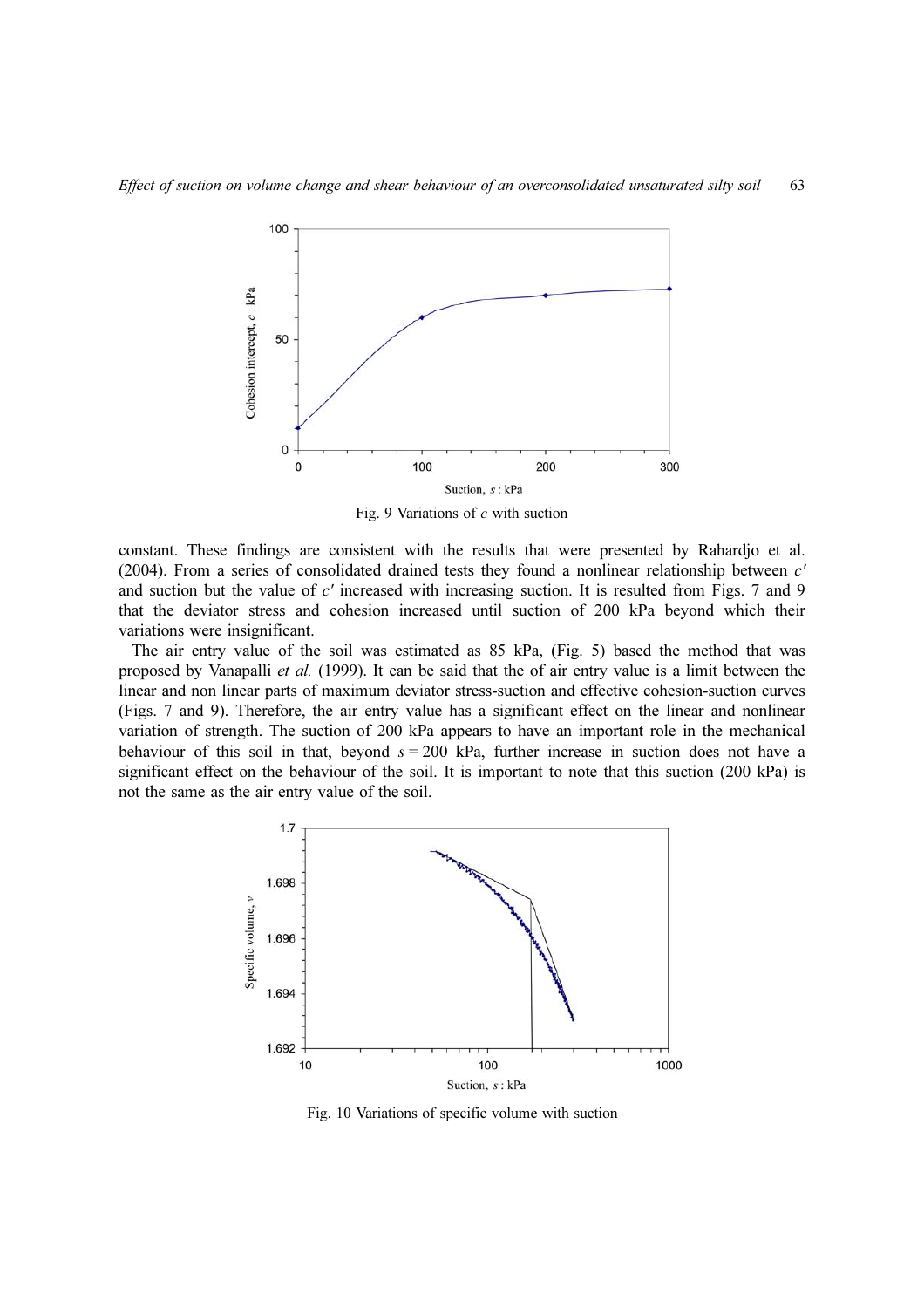Fig. 9 Variations of $c$ with suction

constant. These findings are consistent with the results that were presented by Rahardjo et al. (2004). From a series of consolidated drained tests they found a nonlinear relationship between $c'$ and suction but the value of $c'$ increased with increasing suction. It is resulted from Figs. 7 and 9 that the deviator stress and cohesion increased until suction of 200 kPa beyond which their variations were insignificant.

The air entry value of the soil was estimated as 85 kPa, (Fig. 5) based the method that was proposed by Vanapalli *et al.* (1999). It can be said that the of air entry value is a limit between the linear and non linear parts of maximum deviator stress-suction and effective cohesion-suction curves (Figs. 7 and 9). Therefore, the air entry value has a significant effect on the linear and nonlinear variation of strength. The suction of 200 kPa appears to have an important role in the mechanical behaviour of this soil in that, beyond $s = 200$ kPa, further increase in suction does not have a significant effect on the behaviour of the soil. It is important to note that this suction (200 kPa) is not the same as the air entry value of the soil.

Fig. 10 Variations of specific volume with suction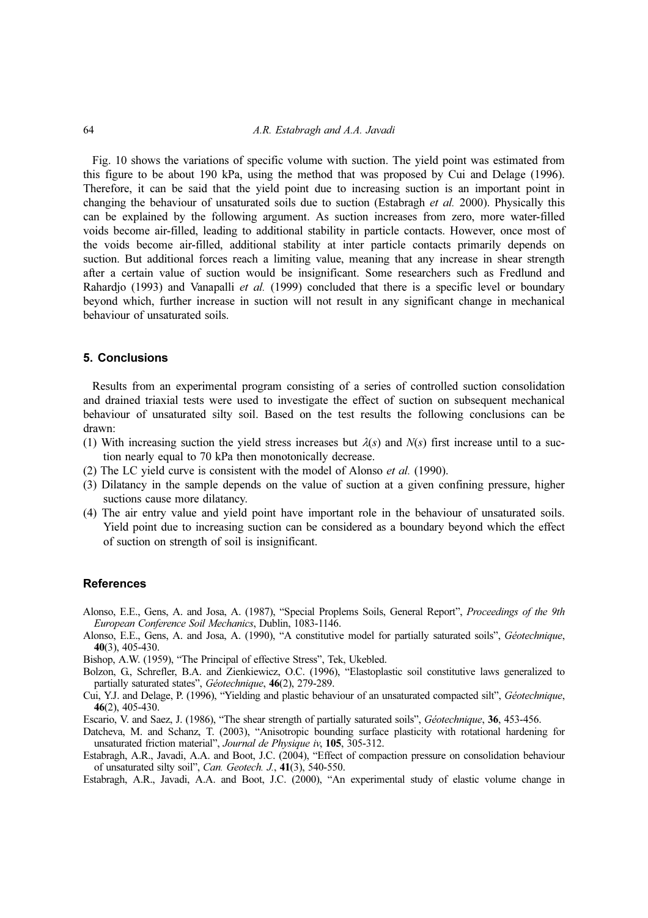Fig. 10 shows the variations of specific volume with suction. The yield point was estimated from this figure to be about 190 kPa, using the method that was proposed by Cui and Delage (1996). Therefore, it can be said that the yield point due to increasing suction is an important point in changing the behaviour of unsaturated soils due to suction (Estabragh *et al.* 2000). Physically this can be explained by the following argument. As suction increases from zero, more water-filled voids become air-filled, leading to additional stability in particle contacts. However, once most of the voids become air-filled, additional stability at inter particle contacts primarily depends on suction. But additional forces reach a limiting value, meaning that any increase in shear strength after a certain value of suction would be insignificant. Some researchers such as Fredlund and Rahardjo (1993) and Vanapalli *et al.* (1999) concluded that there is a specific level or boundary beyond which, further increase in suction will not result in any significant change in mechanical behaviour of unsaturated soils.

## 5. Conclusions

Results from an experimental program consisting of a series of controlled suction consolidation and drained triaxial tests were used to investigate the effect of suction on subsequent mechanical behaviour of unsaturated silty soil. Based on the test results the following conclusions can be drawn:

(1) With increasing suction the yield stress increases but $\lambda(s)$ and $N(s)$ first increase until to a suction nearly equal to 70 kPa then monotonically decrease.
(2) The LC yield curve is consistent with the model of Alonso *et al.* (1990).
(3) Dilatancy in the sample depends on the value of suction at a given confining pressure, higher suctions cause more dilatancy.
(4) The air entry value and yield point have important role in the behaviour of unsaturated soils. Yield point due to increasing suction can be considered as a boundary beyond which the effect of suction on strength of soil is insignificant.

## References

Alonso, E.E., Gens, A. and Josa, A. (1987), "Special Proplems Soils, General Report", *Proceedings of the 9th European Conference Soil Mechanics*, Dublin, 1083-1146.

Alonso, E.E., Gens, A. and Josa, A. (1990), "A constitutive model for partially saturated soils", *Géotechnique*, **40**(3), 405-430.

Bishop, A.W. (1959), "The Principal of effective Stress", Tek, Ukebled.

Bolzon, G., Schrefler, B.A. and Zienkiewicz, O.C. (1996), "Elastoplastic soil constitutive laws generalized to partially saturated states", *Géotechnique*, **46**(2), 279-289.

Cui, Y.J. and Delage, P. (1996), "Yielding and plastic behaviour of an unsaturated compacted silt", *Géotechnique*, **46**(2), 405-430.

Escario, V. and Saez, J. (1986), "The shear strength of partially saturated soils", *Géotechnique*, **36**, 453-456.

Datcheva, M. and Schanz, T. (2003), "Anisotropic bounding surface plasticity with rotational hardening for unsaturated friction material", *Journal de Physique iv*, **105**, 305-312.

Estabragh, A.R., Javadi, A.A. and Boot, J.C. (2004), "Effect of compaction pressure on consolidation behaviour of unsaturated silty soil", *Can. Geotech. J.*, **41**(3), 540-550.

Estabragh, A.R., Javadi, A.A. and Boot, J.C. (2000), "An experimental study of elastic volume change in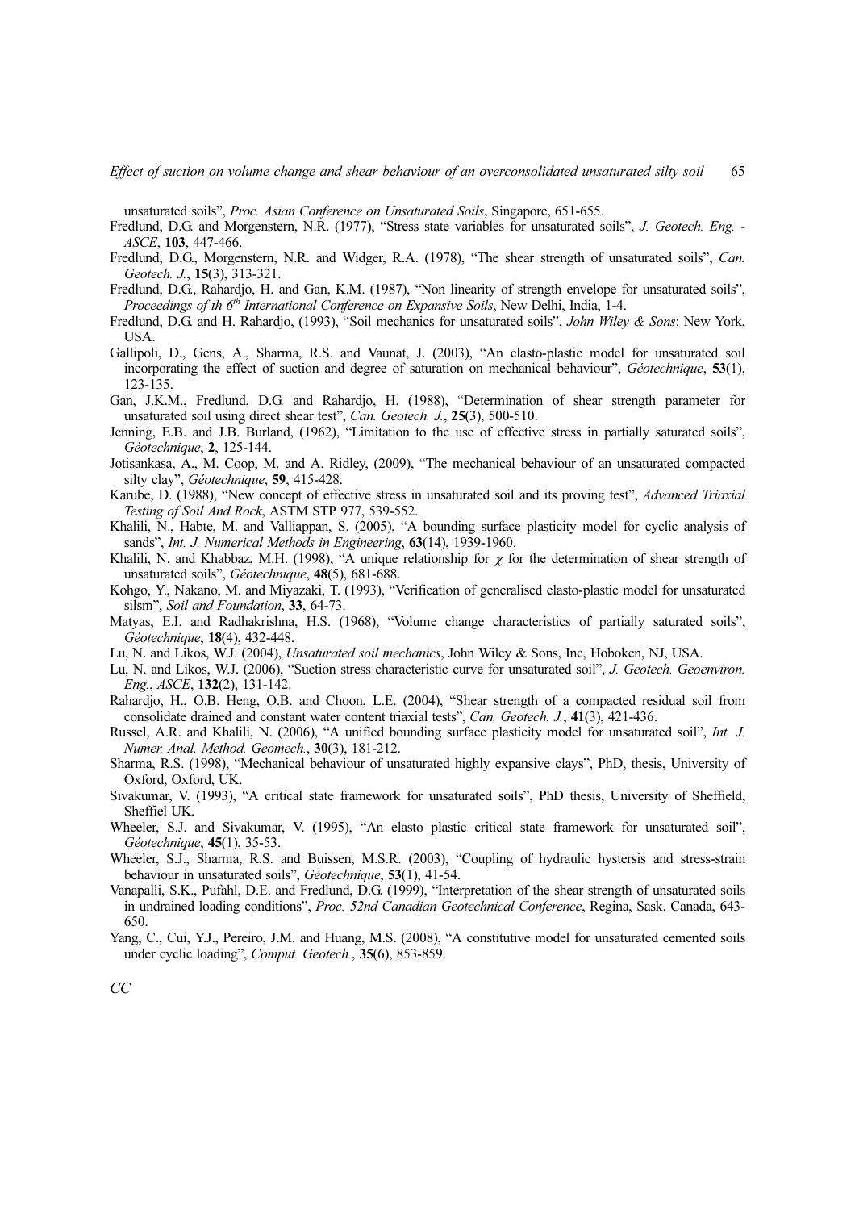unsaturated soils", *Proc. Asian Conference on Unsaturated Soils*, Singapore, 651-655.

Fredlund, D.G. and Morgenstern, N.R. (1977), "Stress state variables for unsaturated soils", *J. Geotech. Eng. - ASCE*, **103**, 447-466.

Fredlund, D.G., Morgenstern, N.R. and Widger, R.A. (1978), "The shear strength of unsaturated soils", *Can. Geotech. J.*, **15**(3), 313-321.

Fredlund, D.G., Rahardjo, H. and Gan, K.M. (1987), "Non linearity of strength envelope for unsaturated soils", *Proceedings of th 6th International Conference on Expansive Soils*, New Delhi, India, 1-4.

Fredlund, D.G. and H. Rahardjo, (1993), "Soil mechanics for unsaturated soils", *John Wiley & Sons*: New York, USA.

Gallipoli, D., Gens, A., Sharma, R.S. and Vaunat, J. (2003), "An elasto-plastic model for unsaturated soil incorporating the effect of suction and degree of saturation on mechanical behaviour", *Géotechnique*, **53**(1), 123-135.

Gan, J.K.M., Fredlund, D.G. and Rahardjo, H. (1988), "Determination of shear strength parameter for unsaturated soil using direct shear test", *Can. Geotech. J.*, **25**(3), 500-510.

Jenning, E.B. and J.B. Burland, (1962), "Limitation to the use of effective stress in partially saturated soils", *Géotechnique*, **2**, 125-144.

Jotisankasa, A., M. Coop, M. and A. Ridley, (2009), "The mechanical behaviour of an unsaturated compacted silty clay", *Géotechnique*, **59**, 415-428.

Karube, D. (1988), "New concept of effective stress in unsaturated soil and its proving test", *Advanced Triaxial Testing of Soil And Rock*, ASTM STP 977, 539-552.

Khalili, N., Habte, M. and Valliappan, S. (2005), "A bounding surface plasticity model for cyclic analysis of sands", *Int. J. Numerical Methods in Engineering*, **63**(14), 1939-1960.

Khalili, N. and Khabbaz, M.H. (1998), "A unique relationship for $\chi$ for the determination of shear strength of unsaturated soils", *Géotechnique*, **48**(5), 681-688.

Kohgo, Y., Nakano, M. and Miyazaki, T. (1993), "Verification of generalised elasto-plastic model for unsaturated silsm", *Soil and Foundation*, **33**, 64-73.

Matyas, E.I. and Radhakrishna, H.S. (1968), "Volume change characteristics of partially saturated soils", *Géotechnique*, **18**(4), 432-448.

Lu, N. and Likos, W.J. (2004), *Unsaturated soil mechanics*, John Wiley & Sons, Inc, Hoboken, NJ, USA.

Lu, N. and Likos, W.J. (2006), "Suction stress characteristic curve for unsaturated soil", *J. Geotech. Geoenviron. Eng.*, *ASCE*, **132**(2), 131-142.

Rahardjo, H., O.B. Heng, O.B. and Choon, L.E. (2004), "Shear strength of a compacted residual soil from consolidate drained and constant water content triaxial tests", *Can. Geotech. J.*, **41**(3), 421-436.

Russel, A.R. and Khalili, N. (2006), "A unified bounding surface plasticity model for unsaturated soil", *Int. J. Numer. Anal. Method. Geomech.*, **30**(3), 181-212.

Sharma, R.S. (1998), "Mechanical behaviour of unsaturated highly expansive clays", PhD, thesis, University of Oxford, Oxford, UK.

Sivakumar, V. (1993), "A critical state framework for unsaturated soils", PhD thesis, University of Sheffield, Sheffiel UK.

Wheeler, S.J. and Sivakumar, V. (1995), "An elasto plastic critical state framework for unsaturated soil", *Géotechnique*, **45**(1), 35-53.

Wheeler, S.J., Sharma, R.S. and Buissen, M.S.R. (2003), "Coupling of hydraulic hystersis and stress-strain behaviour in unsaturated soils", *Géotechnique*, **53**(1), 41-54.

Vanapalli, S.K., Pufahl, D.E. and Fredlund, D.G. (1999), "Interpretation of the shear strength of unsaturated soils in undrained loading conditions", *Proc. 52nd Canadian Geotechnical Conference*, Regina, Sask. Canada, 643-650.

Yang, C., Cui, Y.J., Pereiro, J.M. and Huang, M.S. (2008), "A constitutive model for unsaturated cemented soils under cyclic loading", *Comput. Geotech.*, **35**(6), 853-859.

*CC*